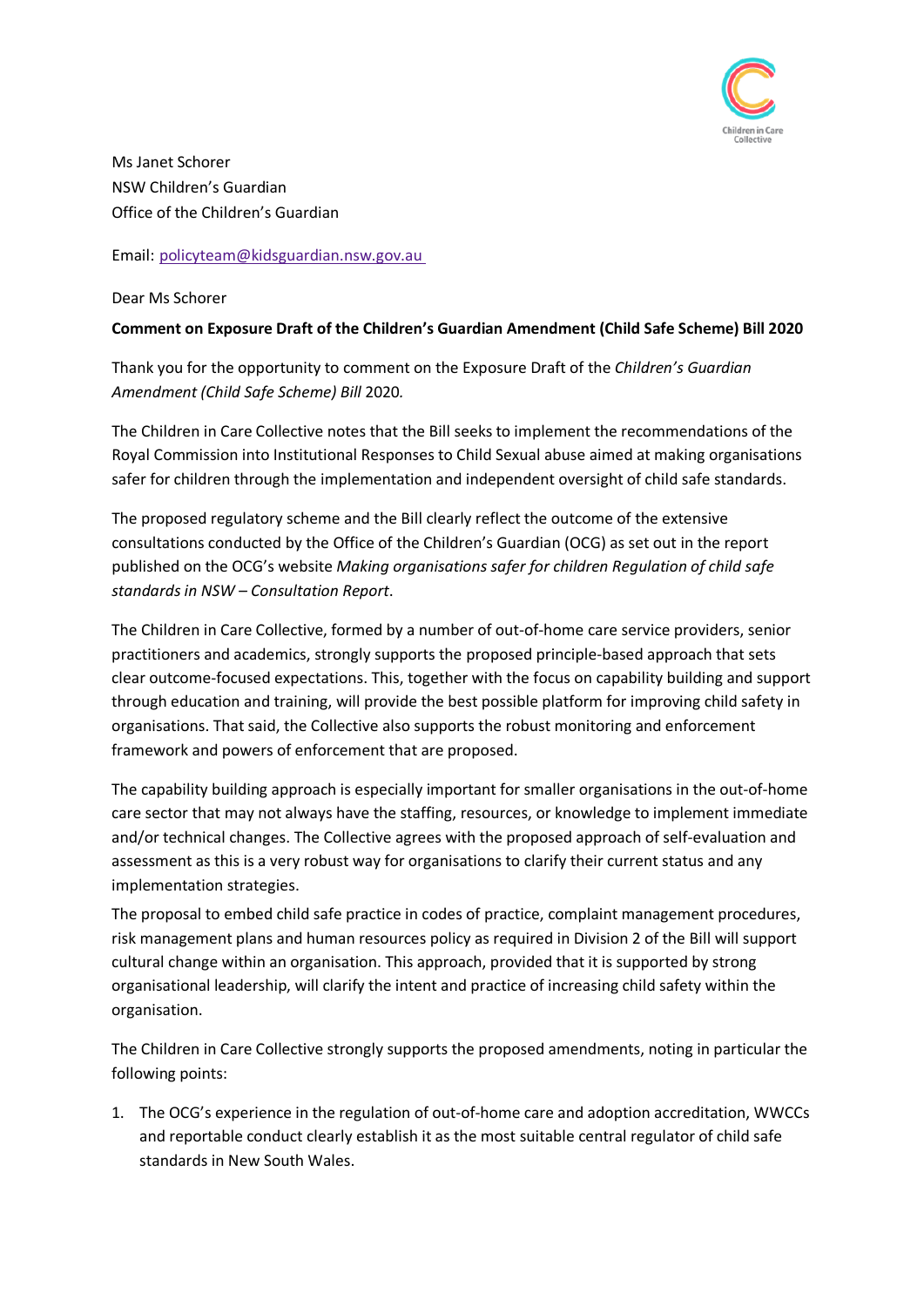Ms Janet Schorer
NSW Children's Guardian
Office of the Children's Guardian

Email: policyteam@kidsguardian.nsw.gov.au

Dear Ms Schorer

**Comment on Exposure Draft of the Children's Guardian Amendment (Child Safe Scheme) Bill 2020**

Thank you for the opportunity to comment on the Exposure Draft of the *Children's Guardian Amendment (Child Safe Scheme) Bill* 2020*.*

The Children in Care Collective notes that the Bill seeks to implement the recommendations of the Royal Commission into Institutional Responses to Child Sexual abuse aimed at making organisations safer for children through the implementation and independent oversight of child safe standards.

The proposed regulatory scheme and the Bill clearly reflect the outcome of the extensive consultations conducted by the Office of the Children's Guardian (OCG) as set out in the report published on the OCG's website *Making organisations safer for children Regulation of child safe standards in NSW – Consultation Report*.

The Children in Care Collective, formed by a number of out-of-home care service providers, senior practitioners and academics, strongly supports the proposed principle-based approach that sets clear outcome-focused expectations. This, together with the focus on capability building and support through education and training, will provide the best possible platform for improving child safety in organisations. That said, the Collective also supports the robust monitoring and enforcement framework and powers of enforcement that are proposed.

The capability building approach is especially important for smaller organisations in the out-of-home care sector that may not always have the staffing, resources, or knowledge to implement immediate and/or technical changes. The Collective agrees with the proposed approach of self-evaluation and assessment as this is a very robust way for organisations to clarify their current status and any implementation strategies.

The proposal to embed child safe practice in codes of practice, complaint management procedures, risk management plans and human resources policy as required in Division 2 of the Bill will support cultural change within an organisation. This approach, provided that it is supported by strong organisational leadership, will clarify the intent and practice of increasing child safety within the organisation.

The Children in Care Collective strongly supports the proposed amendments, noting in particular the following points:

1. The OCG's experience in the regulation of out-of-home care and adoption accreditation, WWCCs and reportable conduct clearly establish it as the most suitable central regulator of child safe standards in New South Wales.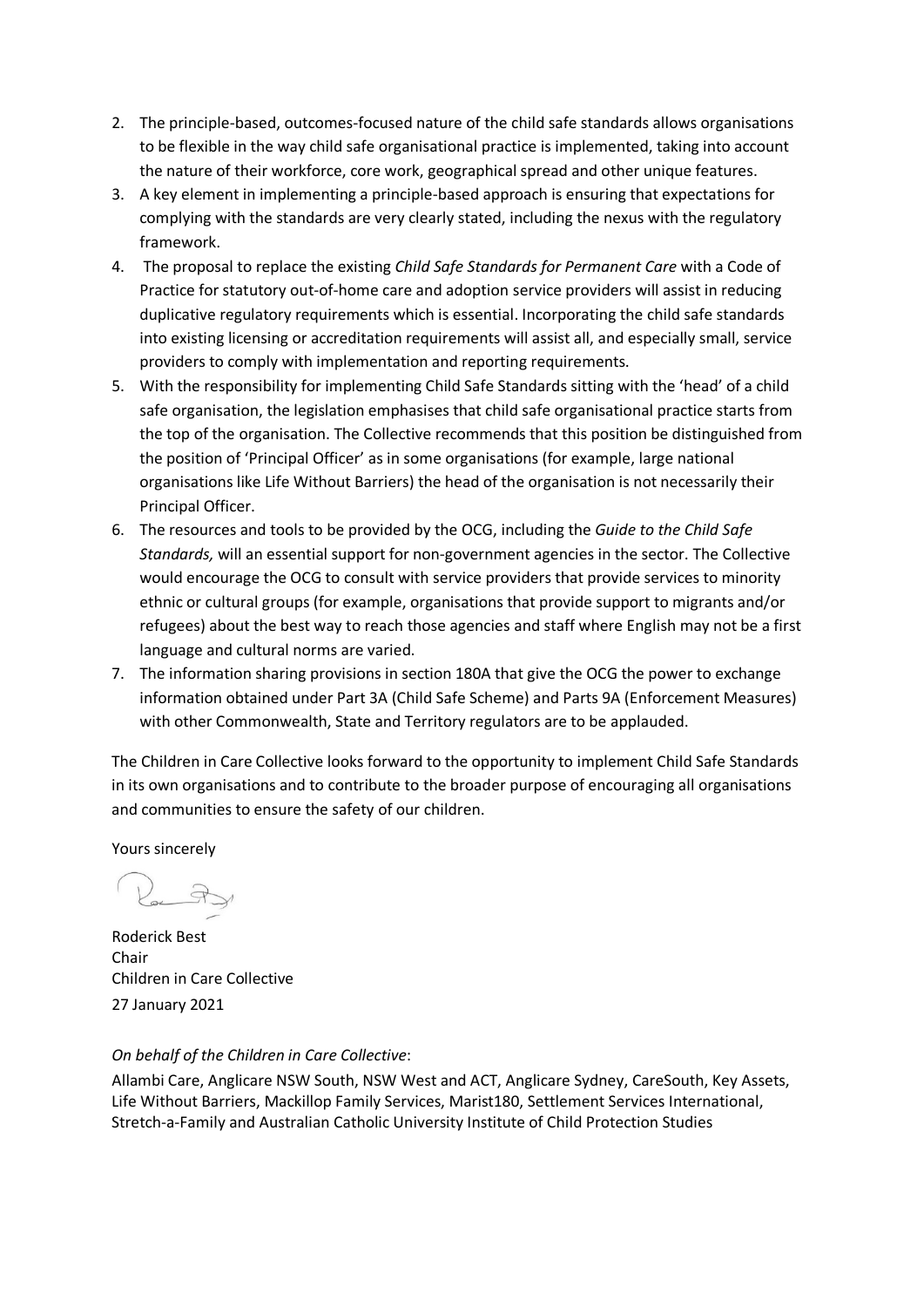2. The principle-based, outcomes-focused nature of the child safe standards allows organisations to be flexible in the way child safe organisational practice is implemented, taking into account the nature of their workforce, core work, geographical spread and other unique features.
3. A key element in implementing a principle-based approach is ensuring that expectations for complying with the standards are very clearly stated, including the nexus with the regulatory framework.
4. The proposal to replace the existing *Child Safe Standards for Permanent Care* with a Code of Practice for statutory out-of-home care and adoption service providers will assist in reducing duplicative regulatory requirements which is essential. Incorporating the child safe standards into existing licensing or accreditation requirements will assist all, and especially small, service providers to comply with implementation and reporting requirements.
5. With the responsibility for implementing Child Safe Standards sitting with the 'head' of a child safe organisation, the legislation emphasises that child safe organisational practice starts from the top of the organisation. The Collective recommends that this position be distinguished from the position of 'Principal Officer' as in some organisations (for example, large national organisations like Life Without Barriers) the head of the organisation is not necessarily their Principal Officer.
6. The resources and tools to be provided by the OCG, including the *Guide to the Child Safe Standards,* will an essential support for non-government agencies in the sector. The Collective would encourage the OCG to consult with service providers that provide services to minority ethnic or cultural groups (for example, organisations that provide support to migrants and/or refugees) about the best way to reach those agencies and staff where English may not be a first language and cultural norms are varied.
7. The information sharing provisions in section 180A that give the OCG the power to exchange information obtained under Part 3A (Child Safe Scheme) and Parts 9A (Enforcement Measures) with other Commonwealth, State and Territory regulators are to be applauded.

The Children in Care Collective looks forward to the opportunity to implement Child Safe Standards in its own organisations and to contribute to the broader purpose of encouraging all organisations and communities to ensure the safety of our children.

Yours sincerely

Roderick Best
Chair
Children in Care Collective
27 January 2021

*On behalf of the Children in Care Collective*:

Allambi Care, Anglicare NSW South, NSW West and ACT, Anglicare Sydney, CareSouth, Key Assets, Life Without Barriers, Mackillop Family Services, Marist180, Settlement Services International, Stretch-a-Family and Australian Catholic University Institute of Child Protection Studies